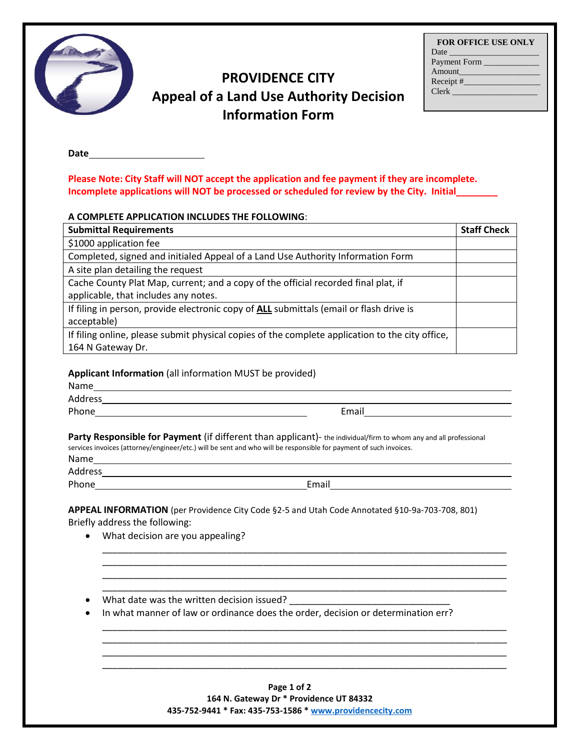# PROVIDENCE CITY
## Appeal of a Land Use Authority Decision Information Form

**FOR OFFICE USE ONLY**
Date ____________________
Payment Form ____________
Amount__________________
Receipt #_________________
Clerk ___________________

**Date**______________________

**Please Note: City Staff will NOT accept the application and fee payment if they are incomplete. Incomplete applications will NOT be processed or scheduled for review by the City. Initial________**

**A COMPLETE APPLICATION INCLUDES THE FOLLOWING**:

| **Submittal Requirements** | **Staff Check** |
|---|---|
| $1000 application fee | |
| Completed, signed and initialed Appeal of a Land Use Authority Information Form | |
| A site plan detailing the request | |
| Cache County Plat Map, current; and a copy of the official recorded final plat, if applicable, that includes any notes. | |
| If filing in person, provide electronic copy of **ALL** submittals (email or flash drive is acceptable) | |
| If filing online, please submit physical copies of the complete application to the city office, 164 N Gateway Dr. | |

**Applicant Information** (all information MUST be provided)

Name______________________________________________________________
Address____________________________________________________________
Phone_________________________________ Email__________________________

**Party Responsible for Payment** (if different than applicant)- the individual/firm to whom any and all professional services invoices (attorney/engineer/etc.) will be sent and who will be responsible for payment of such invoices.

Name______________________________________________________________
Address____________________________________________________________
Phone_________________________________ Email__________________________

**APPEAL INFORMATION** (per Providence City Code §2-5 and Utah Code Annotated §10-9a-703-708, 801)
Briefly address the following:

- What decision are you appealing?

  ________________________________________________________________
  ________________________________________________________________
  ________________________________________________________________
  ________________________________________________________________

- What date was the written decision issued? _______________________________
- In what manner of law or ordinance does the order, decision or determination err?

  ________________________________________________________________
  ________________________________________________________________
  ________________________________________________________________
  ________________________________________________________________

**164 N. Gateway Dr * Providence UT 84332**
**435-752-9441 * Fax: 435-753-1586 * www.providencecity.com**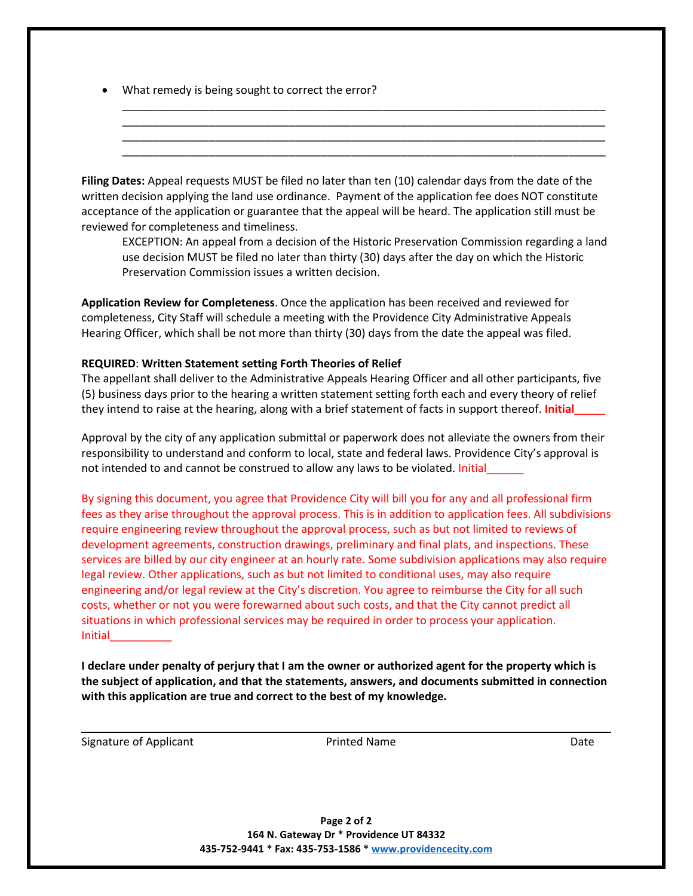- What remedy is being sought to correct the error?

______________________________________________________________________________
______________________________________________________________________________
______________________________________________________________________________
______________________________________________________________________________

**Filing Dates:** Appeal requests MUST be filed no later than ten (10) calendar days from the date of the written decision applying the land use ordinance. Payment of the application fee does NOT constitute acceptance of the application or guarantee that the appeal will be heard. The application still must be reviewed for completeness and timeliness.

EXCEPTION: An appeal from a decision of the Historic Preservation Commission regarding a land use decision MUST be filed no later than thirty (30) days after the day on which the Historic Preservation Commission issues a written decision.

**Application Review for Completeness**. Once the application has been received and reviewed for completeness, City Staff will schedule a meeting with the Providence City Administrative Appeals Hearing Officer, which shall be not more than thirty (30) days from the date the appeal was filed.

**REQUIRED**: **Written Statement setting Forth Theories of Relief**

The appellant shall deliver to the Administrative Appeals Hearing Officer and all other participants, five (5) business days prior to the hearing a written statement setting forth each and every theory of relief they intend to raise at the hearing, along with a brief statement of facts in support thereof. **Initial_____**

Approval by the city of any application submittal or paperwork does not alleviate the owners from their responsibility to understand and conform to local, state and federal laws. Providence City's approval is not intended to and cannot be construed to allow any laws to be violated. Initial______

By signing this document, you agree that Providence City will bill you for any and all professional firm fees as they arise throughout the approval process. This is in addition to application fees. All subdivisions require engineering review throughout the approval process, such as but not limited to reviews of development agreements, construction drawings, preliminary and final plats, and inspections. These services are billed by our city engineer at an hourly rate. Some subdivision applications may also require legal review. Other applications, such as but not limited to conditional uses, may also require engineering and/or legal review at the City's discretion. You agree to reimburse the City for all such costs, whether or not you were forewarned about such costs, and that the City cannot predict all situations in which professional services may be required in order to process your application. Initial__________

**I declare under penalty of perjury that I am the owner or authorized agent for the property which is the subject of application, and that the statements, answers, and documents submitted in connection with this application are true and correct to the best of my knowledge.**

______________________________________________________________________________

Signature of Applicant          Printed Name          Date

**164 N. Gateway Dr * Providence UT 84332**
**435-752-9441 * Fax: 435-753-1586 * www.providencecity.com**